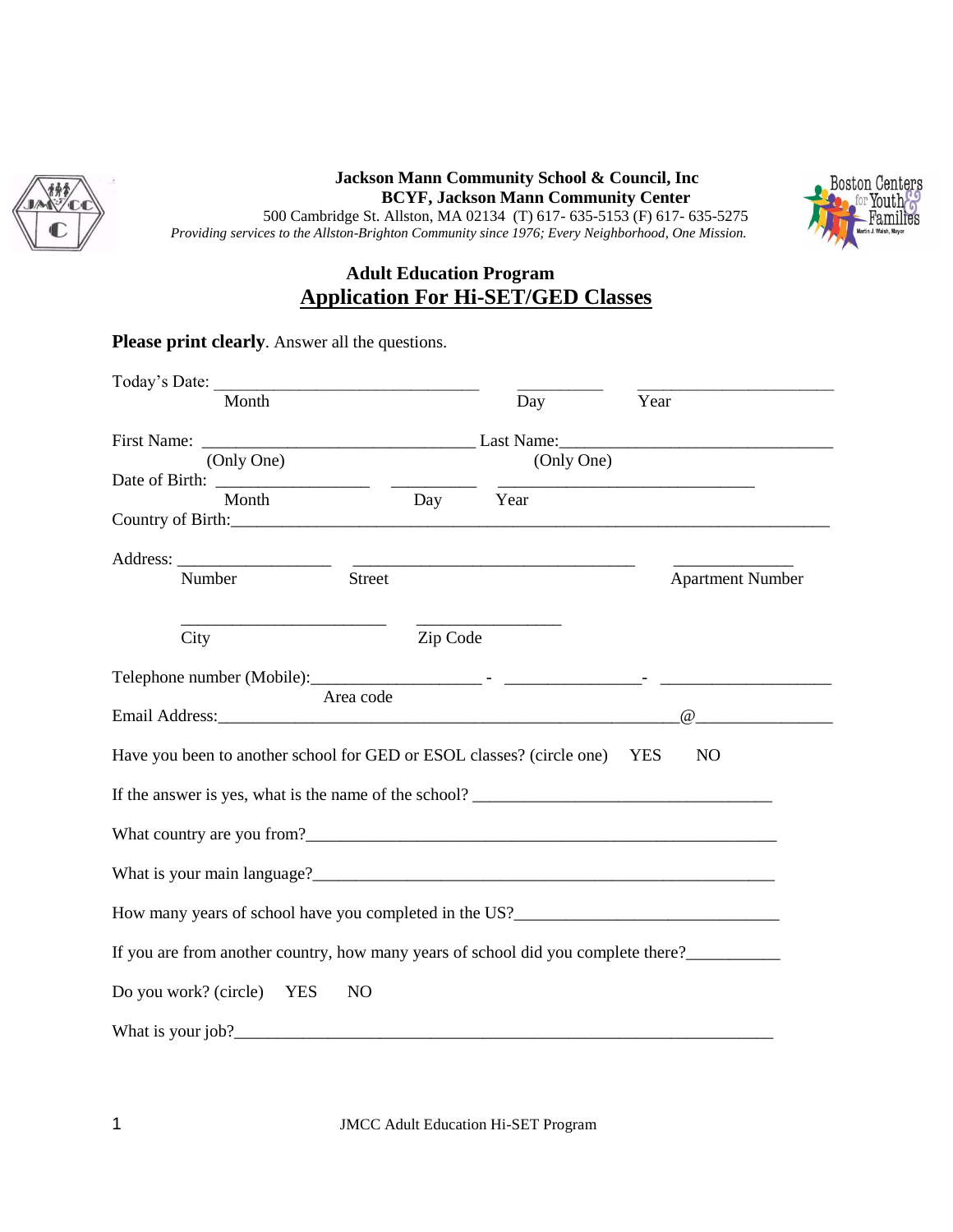**Jackson Mann Community School & Council, Inc**
**BCYF, Jackson Mann Community Center**
500 Cambridge St. Allston, MA 02134 (T) 617- 635-5153 (F) 617- 635-5275
*Providing services to the Allston-Brighton Community since 1976; Every Neighborhood, One Mission.*

## Adult Education Program

## Application For Hi-SET/GED Classes

**Please print clearly**. Answer all the questions.

Today's Date: _______________________________ __________ _______________________
Month Day Year

First Name: ________________________________ Last Name:_______________________________
(Only One) (Only One)

Date of Birth: _________________ __________ ______________________________
Month Day Year

Country of Birth:________________________________________________________________________

Address: _________________ _________________________________ ______________
Number Street Apartment Number

________________________ ________________
City Zip Code

Telephone number (Mobile):___________________ - ________________- ____________________
Area code

Email Address:________________________________________________________@_______________

Have you been to another school for GED or ESOL classes? (circle one) YES NO

If the answer is yes, what is the name of the school? __________________________________

What country are you from?________________________________________________________

What is your main language?_______________________________________________________

How many years of school have you completed in the US?______________________________

If you are from another country, how many years of school did you complete there?___________

Do you work? (circle) YES NO

What is your job?_______________________________________________________________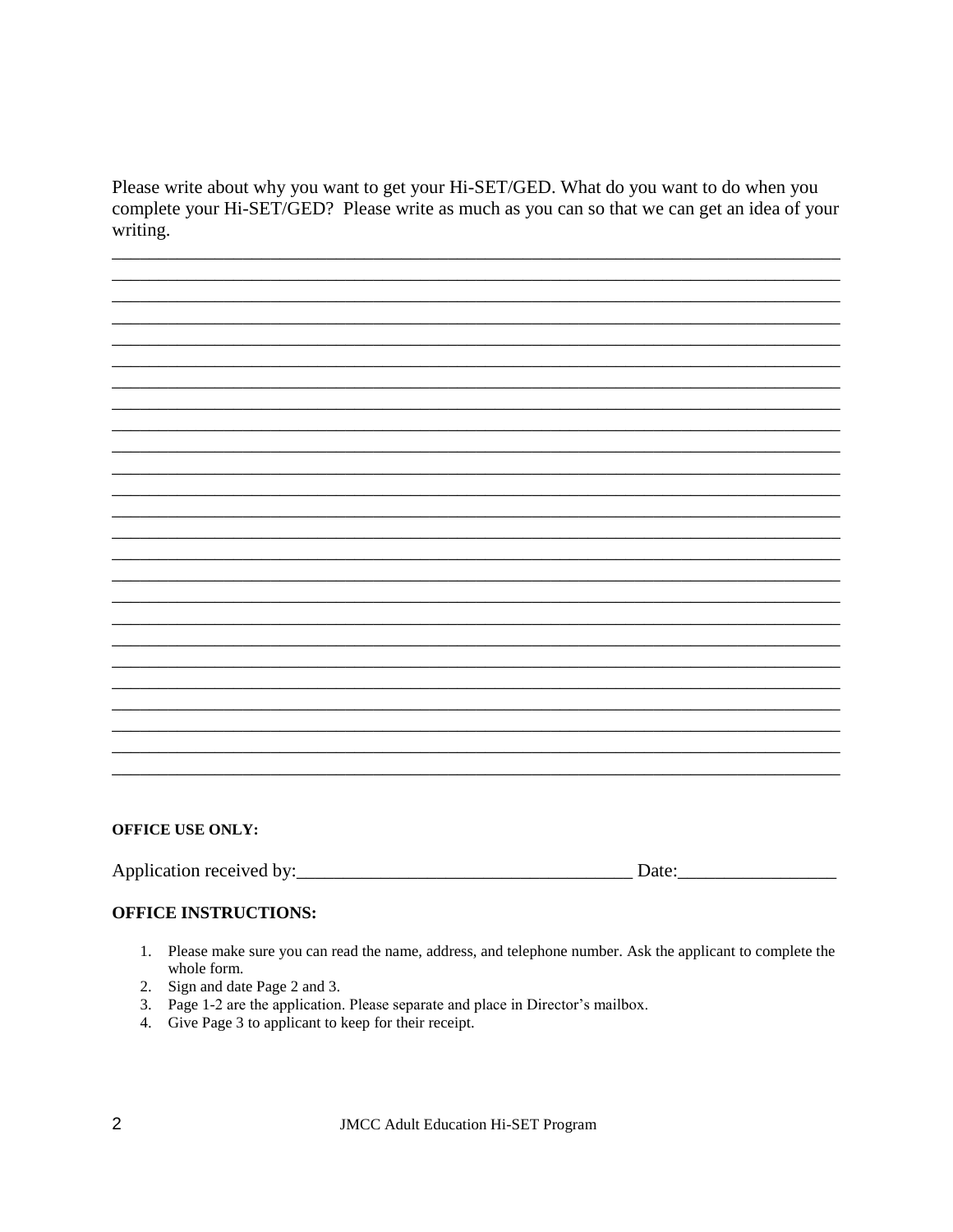Please write about why you want to get your Hi-SET/GED. What do you want to do when you complete your Hi-SET/GED? Please write as much as you can so that we can get an idea of your writing.

_____________________________________________________________________________
_____________________________________________________________________________
_____________________________________________________________________________
_____________________________________________________________________________
_____________________________________________________________________________
_____________________________________________________________________________
_____________________________________________________________________________
_____________________________________________________________________________
_____________________________________________________________________________
_____________________________________________________________________________
_____________________________________________________________________________
_____________________________________________________________________________
_____________________________________________________________________________
_____________________________________________________________________________
_____________________________________________________________________________
_____________________________________________________________________________
_____________________________________________________________________________
_____________________________________________________________________________
_____________________________________________________________________________
_____________________________________________________________________________
_____________________________________________________________________________
_____________________________________________________________________________
_____________________________________________________________________________
_____________________________________________________________________________
_____________________________________________________________________________

**OFFICE USE ONLY:**

Application received by:____________________________________ Date:_________________

**OFFICE INSTRUCTIONS:**

1. Please make sure you can read the name, address, and telephone number. Ask the applicant to complete the whole form.
2. Sign and date Page 2 and 3.
3. Page 1-2 are the application. Please separate and place in Director's mailbox.
4. Give Page 3 to applicant to keep for their receipt.

JMCC Adult Education Hi-SET Program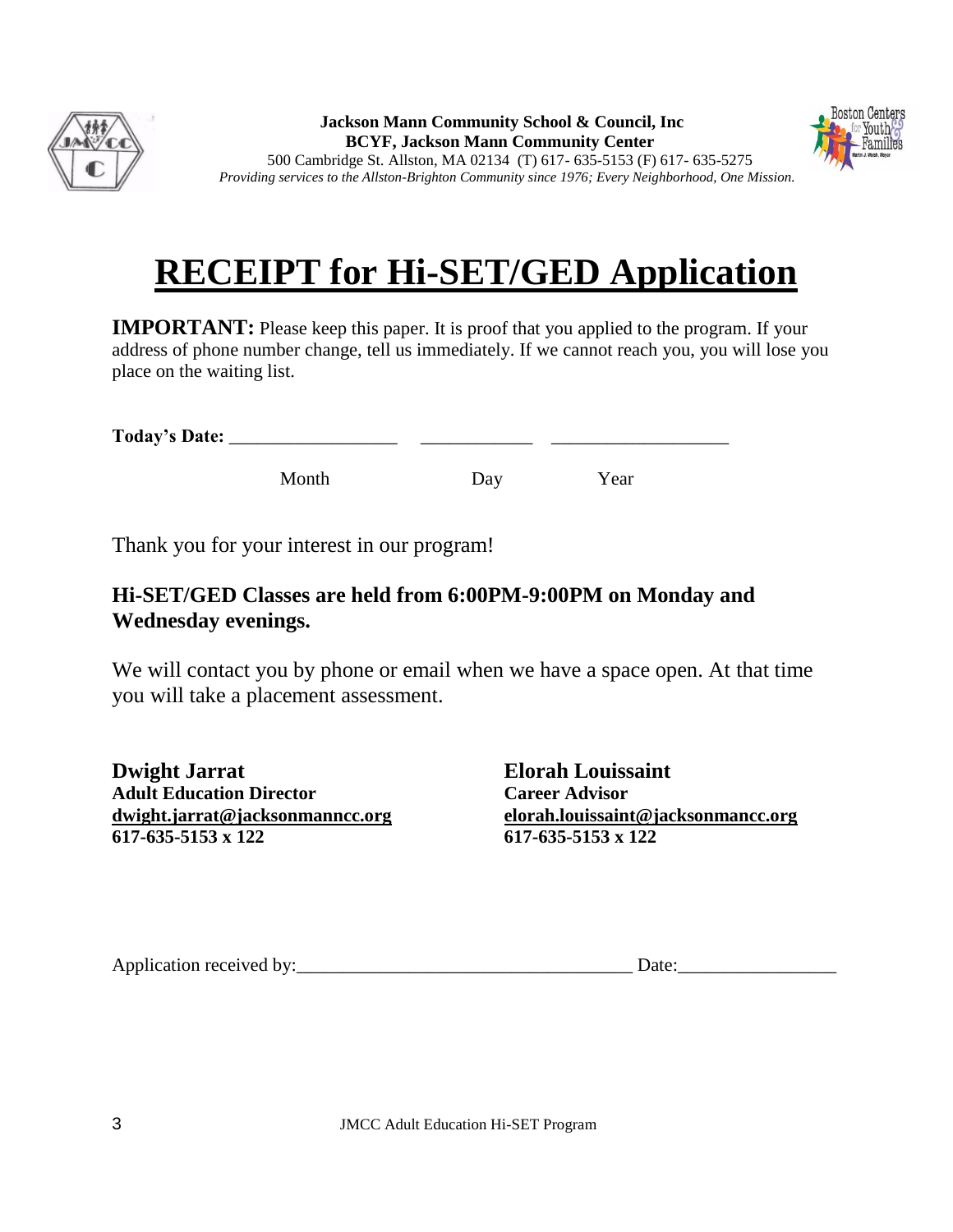**Jackson Mann Community School & Council, Inc**
**BCYF, Jackson Mann Community Center**
500 Cambridge St. Allston, MA 02134 (T) 617- 635-5153 (F) 617- 635-5275
*Providing services to the Allston-Brighton Community since 1976; Every Neighborhood, One Mission.*

# RECEIPT for Hi-SET/GED Application

**IMPORTANT:** Please keep this paper. It is proof that you applied to the program. If your address of phone number change, tell us immediately. If we cannot reach you, you will lose you place on the waiting list.

**Today's Date:** __________________ ____________ ___________________

Month Day Year

Thank you for your interest in our program!

**Hi-SET/GED Classes are held from 6:00PM-9:00PM on Monday and Wednesday evenings.**

We will contact you by phone or email when we have a space open. At that time you will take a placement assessment.

**Dwight Jarrat**
**Adult Education Director**
**dwight.jarrat@jacksonmanncc.org**
**617-635-5153 x 122**

**Elorah Louissaint**
**Career Advisor**
**elorah.louissaint@jacksonmancc.org**
**617-635-5153 x 122**

Application received by:____________________________________ Date:_________________

JMCC Adult Education Hi-SET Program